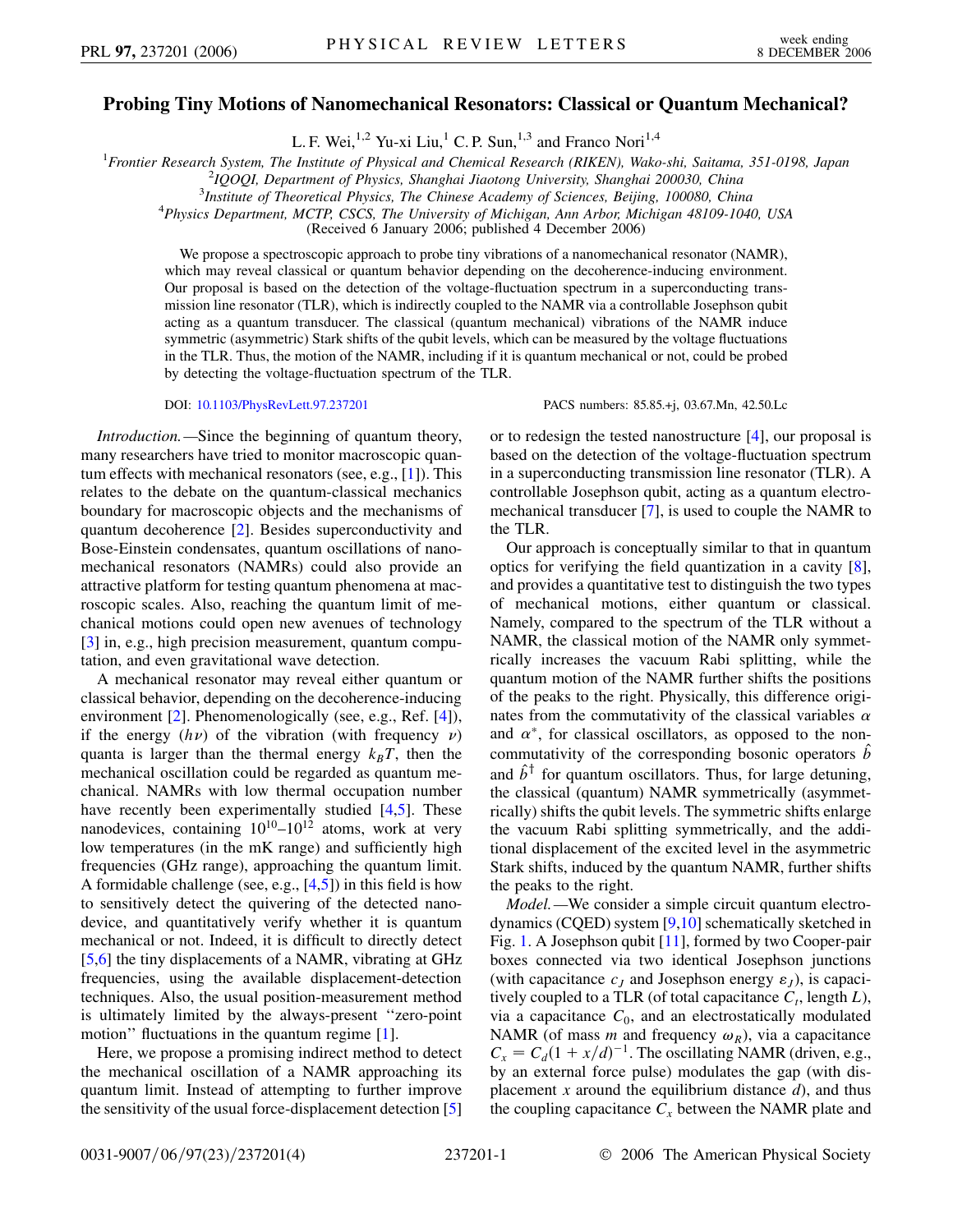# Probing Tiny Motions of Nanomechanical Resonators: Classical or Quantum Mechanical?

L. F. Wei,[1,2] Yu-xi Liu,[1] C. P. Sun,[1,3] and Franco Nori[1,4]

[1]*Frontier Research System, The Institute of Physical and Chemical Research (RIKEN), Wako-shi, Saitama, 351-0198, Japan*
[2]*IQOQI, Department of Physics, Shanghai Jiaotong University, Shanghai 200030, China*
[3]*Institute of Theoretical Physics, The Chinese Academy of Sciences, Beijing, 100080, China*
[4]*Physics Department, MCTP, CSCS, The University of Michigan, Ann Arbor, Michigan 48109-1040, USA*
(Received 6 January 2006; published 4 December 2006)

We propose a spectroscopic approach to probe tiny vibrations of a nanomechanical resonator (NAMR), which may reveal classical or quantum behavior depending on the decoherence-inducing environment. Our proposal is based on the detection of the voltage-fluctuation spectrum in a superconducting transmission line resonator (TLR), which is indirectly coupled to the NAMR via a controllable Josephson qubit acting as a quantum transducer. The classical (quantum mechanical) vibrations of the NAMR induce symmetric (asymmetric) Stark shifts of the qubit levels, which can be measured by the voltage fluctuations in the TLR. Thus, the motion of the NAMR, including if it is quantum mechanical or not, could be probed by detecting the voltage-fluctuation spectrum of the TLR.

DOI: 10.1103/PhysRevLett.97.237201 PACS numbers: 85.85.+j, 03.67.Mn, 42.50.Lc

*Introduction.*—Since the beginning of quantum theory, many researchers have tried to monitor macroscopic quantum effects with mechanical resonators (see, e.g., [1]). This relates to the debate on the quantum-classical mechanics boundary for macroscopic objects and the mechanisms of quantum decoherence [2]. Besides superconductivity and Bose-Einstein condensates, quantum oscillations of nanomechanical resonators (NAMRs) could also provide an attractive platform for testing quantum phenomena at macroscopic scales. Also, reaching the quantum limit of mechanical motions could open new avenues of technology [3] in, e.g., high precision measurement, quantum computation, and even gravitational wave detection.

A mechanical resonator may reveal either quantum or classical behavior, depending on the decoherence-inducing environment [2]. Phenomenologically (see, e.g., Ref. [4]), if the energy ($h\nu$) of the vibration (with frequency $\nu$) quanta is larger than the thermal energy $k_BT$, then the mechanical oscillation could be regarded as quantum mechanical. NAMRs with low thermal occupation number have recently been experimentally studied [4,5]. These nanodevices, containing $10^{10}$–$10^{12}$ atoms, work at very low temperatures (in the mK range) and sufficiently high frequencies (GHz range), approaching the quantum limit. A formidable challenge (see, e.g., [4,5]) in this field is how to sensitively detect the quivering of the detected nanodevice, and quantitatively verify whether it is quantum mechanical or not. Indeed, it is difficult to directly detect [5,6] the tiny displacements of a NAMR, vibrating at GHz frequencies, using the available displacement-detection techniques. Also, the usual position-measurement method is ultimately limited by the always-present "zero-point motion" fluctuations in the quantum regime [1].

Here, we propose a promising indirect method to detect the mechanical oscillation of a NAMR approaching its quantum limit. Instead of attempting to further improve the sensitivity of the usual force-displacement detection [5] or to redesign the tested nanostructure [4], our proposal is based on the detection of the voltage-fluctuation spectrum in a superconducting transmission line resonator (TLR). A controllable Josephson qubit, acting as a quantum electromechanical transducer [7], is used to couple the NAMR to the TLR.

Our approach is conceptually similar to that in quantum optics for verifying the field quantization in a cavity [8], and provides a quantitative test to distinguish the two types of mechanical motions, either quantum or classical. Namely, compared to the spectrum of the TLR without a NAMR, the classical motion of the NAMR only symmetrically increases the vacuum Rabi splitting, while the quantum motion of the NAMR further shifts the positions of the peaks to the right. Physically, this difference originates from the commutativity of the classical variables $\alpha$ and $\alpha^*$, for classical oscillators, as opposed to the noncommutativity of the corresponding bosonic operators $\hat{b}$ and $\hat{b}^\dagger$ for quantum oscillators. Thus, for large detuning, the classical (quantum) NAMR symmetrically (asymmetrically) shifts the qubit levels. The symmetric shifts enlarge the vacuum Rabi splitting symmetrically, and the additional displacement of the excited level in the asymmetric Stark shifts, induced by the quantum NAMR, further shifts the peaks to the right.

*Model.*—We consider a simple circuit quantum electrodynamics (CQED) system [9,10] schematically sketched in Fig. 1. A Josephson qubit [11], formed by two Cooper-pair boxes connected via two identical Josephson junctions (with capacitance $c_J$ and Josephson energy $\varepsilon_J$), is capacitively coupled to a TLR (of total capacitance $C_t$, length $L$), via a capacitance $C_0$, and an electrostatically modulated NAMR (of mass $m$ and frequency $\omega_R$), via a capacitance $C_x = C_d(1 + x/d)^{-1}$. The oscillating NAMR (driven, e.g., by an external force pulse) modulates the gap (with displacement $x$ around the equilibrium distance $d$), and thus the coupling capacitance $C_x$ between the NAMR plate and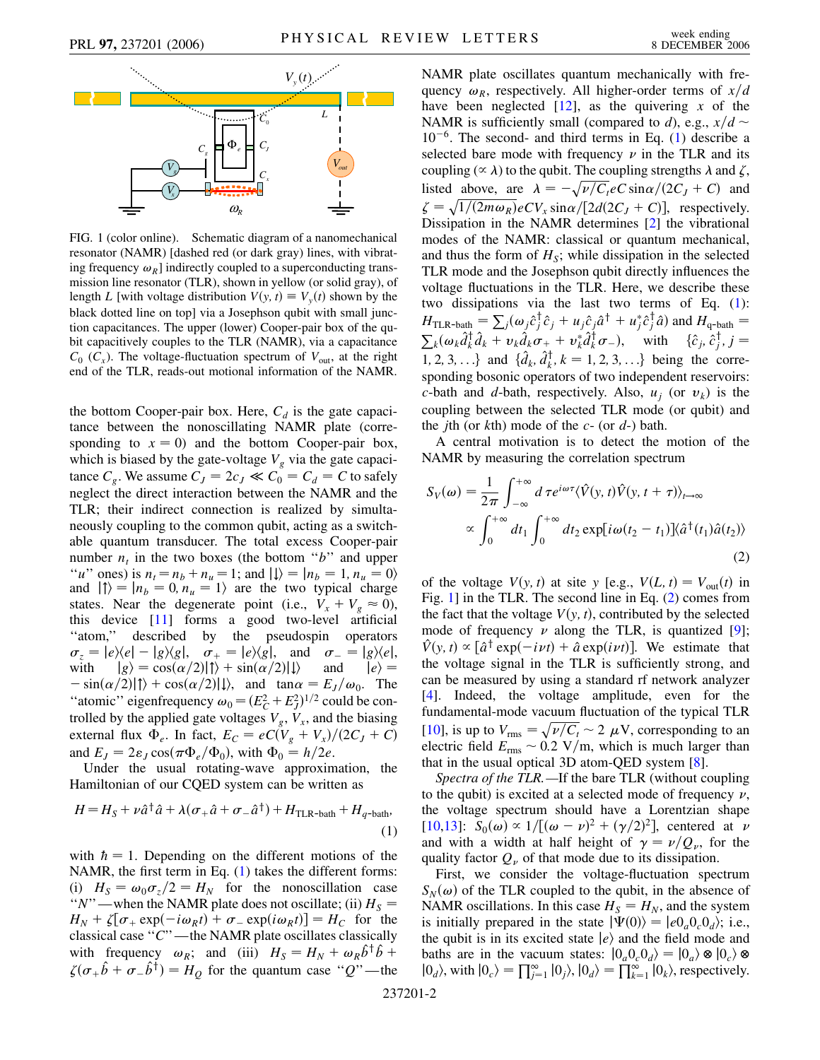FIG. 1 (color online). Schematic diagram of a nanomechanical resonator (NAMR) [dashed red (or dark gray) lines, with vibrating frequency $\omega_R$] indirectly coupled to a superconducting transmission line resonator (TLR), shown in yellow (or solid gray), of length $L$ [with voltage distribution $V(y,t) \equiv V_y(t)$ shown by the black dotted line on top] via a Josephson qubit with small junction capacitances. The upper (lower) Cooper-pair box of the qubit capacitively couples to the TLR (NAMR), via a capacitance $C_0$ ($C_x$). The voltage-fluctuation spectrum of $V_{\rm out}$, at the right end of the TLR, reads-out motional information of the NAMR.

the bottom Cooper-pair box. Here, $C_d$ is the gate capacitance between the nonoscillating NAMR plate (corresponding to $x = 0$) and the bottom Cooper-pair box, which is biased by the gate-voltage $V_g$ via the gate capacitance $C_g$. We assume $C_J = 2c_J \ll C_0 = C_d = C$ to safely neglect the direct interaction between the NAMR and the TLR; their indirect connection is realized by simultaneously coupling to the common qubit, acting as a switchable quantum transducer. The total excess Cooper-pair number $n_t$ in the two boxes (the bottom "$b$" and upper "$u$" ones) is $n_t = n_b + n_u = 1$; and $|\downarrow\rangle = |n_b = 1, n_u = 0\rangle$ and $|\uparrow\rangle = |n_b = 0, n_u = 1\rangle$ are the two typical charge states. Near the degenerate point (i.e., $V_x + V_g \approx 0$), this device [11] forms a good two-level artificial "atom," described by the pseudospin operators $\sigma_z = |e\rangle\langle e| - |g\rangle\langle g|$, $\sigma_+ = |e\rangle\langle g|$, and $\sigma_- = |g\rangle\langle e|$, with $|g\rangle = \cos(\alpha/2)|\uparrow\rangle + \sin(\alpha/2)|\downarrow\rangle$ and $|e\rangle = -\sin(\alpha/2)|\uparrow\rangle + \cos(\alpha/2)|\downarrow\rangle$, and $\tan\alpha = E_J/\omega_0$. The "atomic" eigenfrequency $\omega_0 = (E_C^2 + E_J^2)^{1/2}$ could be controlled by the applied gate voltages $V_g$, $V_x$, and the biasing external flux $\Phi_e$. In fact, $E_C = eC(V_g + V_x)/(2C_J + C)$ and $E_J = 2\varepsilon_J \cos(\pi\Phi_e/\Phi_0)$, with $\Phi_0 = h/2e$.

Under the usual rotating-wave approximation, the Hamiltonian of our CQED system can be written as

$$H = H_S + \nu\hat{a}^\dagger\hat{a} + \lambda(\sigma_+\hat{a} + \sigma_-\hat{a}^\dagger) + H_{\text{TLR-bath}} + H_{q\text{-bath}}, \tag{1}$$

with $\hbar = 1$. Depending on the different motions of the NAMR, the first term in Eq. (1) takes the different forms: (i) $H_S = \omega_0\sigma_z/2 = H_N$ for the nonoscillation case "$N$"—when the NAMR plate does not oscillate; (ii) $H_S = H_N + \zeta[\sigma_+\exp(-i\omega_R t) + \sigma_-\exp(i\omega_R t)] = H_C$ for the classical case "$C$"—the NAMR plate oscillates classically with frequency $\omega_R$; and (iii) $H_S = H_N + \omega_R\hat{b}^\dagger\hat{b} + \zeta(\sigma_+\hat{b} + \sigma_-\hat{b}^\dagger) = H_Q$ for the quantum case "$Q$"—the NAMR plate oscillates quantum mechanically with frequency $\omega_R$, respectively. All higher-order terms of $x/d$ have been neglected [12], as the quivering $x$ of the NAMR is sufficiently small (compared to $d$), e.g., $x/d \sim 10^{-6}$. The second- and third terms in Eq. (1) describe a selected bare mode with frequency $\nu$ in the TLR and its coupling ($\propto \lambda$) to the qubit. The coupling strengths $\lambda$ and $\zeta$, listed above, are $\lambda = -\sqrt{\nu/C_t}eC\sin\alpha/(2C_J + C)$ and $\zeta = \sqrt{1/(2m\omega_R)}eCV_x\sin\alpha/[2d(2C_J + C)]$, respectively. Dissipation in the NAMR determines [2] the vibrational modes of the NAMR: classical or quantum mechanical, and thus the form of $H_S$; while dissipation in the selected TLR mode and the Josephson qubit directly influences the voltage fluctuations in the TLR. Here, we describe these two dissipations via the last two terms of Eq. (1): $H_{\text{TLR-bath}} = \sum_j(\omega_j\hat{c}_j^\dagger\hat{c}_j + u_j\hat{c}_j\hat{a}^\dagger + u_j^*\hat{c}_j^\dagger\hat{a})$ and $H_{\text{q-bath}} = \sum_k(\omega_k\hat{d}_k^\dagger\hat{d}_k + v_k\hat{d}_k\sigma_+ + v_k^*\hat{d}_k^\dagger\sigma_-)$, with $\{\hat{c}_j, \hat{c}_j^\dagger, j = 1, 2, 3, \ldots\}$ and $\{\hat{d}_k, \hat{d}_k^\dagger, k = 1, 2, 3, \ldots\}$ being the corresponding bosonic operators of two independent reservoirs: $c$-bath and $d$-bath, respectively. Also, $u_j$ (or $v_k$) is the coupling between the selected TLR mode (or qubit) and the $j$th (or $k$th) mode of the $c$- (or $d$-) bath.

A central motivation is to detect the motion of the NAMR by measuring the correlation spectrum

$$\begin{aligned} S_V(\omega) &= \frac{1}{2\pi}\int_{-\infty}^{+\infty} d\tau e^{i\omega\tau}\langle\hat{V}(y,t)\hat{V}(y,t+\tau)\rangle_{t\to\infty} \\ &\propto \int_0^{+\infty} dt_1 \int_0^{+\infty} dt_2 \exp[i\omega(t_2 - t_1)]\langle\hat{a}^\dagger(t_1)\hat{a}(t_2)\rangle \end{aligned} \tag{2}$$

of the voltage $V(y,t)$ at site $y$ [e.g., $V(L,t) = V_{\rm out}(t)$ in Fig. 1] in the TLR. The second line in Eq. (2) comes from the fact that the voltage $V(y,t)$, contributed by the selected mode of frequency $\nu$ along the TLR, is quantized [9]; $\hat{V}(y,t) \propto [\hat{a}^\dagger\exp(-i\nu t) + \hat{a}\exp(i\nu t)]$. We estimate that the voltage signal in the TLR is sufficiently strong, and can be measured by using a standard rf network analyzer [4]. Indeed, the voltage amplitude, even for the fundamental-mode vacuum fluctuation of the typical TLR [10], is up to $V_{\rm rms} = \sqrt{\nu/C_t} \sim 2\ \mu$V, corresponding to an electric field $E_{\rm rms} \sim 0.2$ V/m, which is much larger than that in the usual optical 3D atom-QED system [8].

*Spectra of the TLR.*—If the bare TLR (without coupling to the qubit) is excited at a selected mode of frequency $\nu$, the voltage spectrum should have a Lorentzian shape [10,13]: $S_0(\omega) \propto 1/[(\omega - \nu)^2 + (\gamma/2)^2]$, centered at $\nu$ and with a width at half height of $\gamma = \nu/Q_\nu$, for the quality factor $Q_\nu$ of that mode due to its dissipation.

First, we consider the voltage-fluctuation spectrum $S_N(\omega)$ of the TLR coupled to the qubit, in the absence of NAMR oscillations. In this case $H_S = H_N$, and the system is initially prepared in the state $|\Psi(0)\rangle = |e0_a0_c0_d\rangle$; i.e., the qubit is in its excited state $|e\rangle$ and the field mode and baths are in the vacuum states: $|0_a0_c0_d\rangle = |0_a\rangle \otimes |0_c\rangle \otimes |0_d\rangle$, with $|0_c\rangle = \prod_{j=1}^\infty |0_j\rangle$, $|0_d\rangle = \prod_{k=1}^\infty |0_k\rangle$, respectively.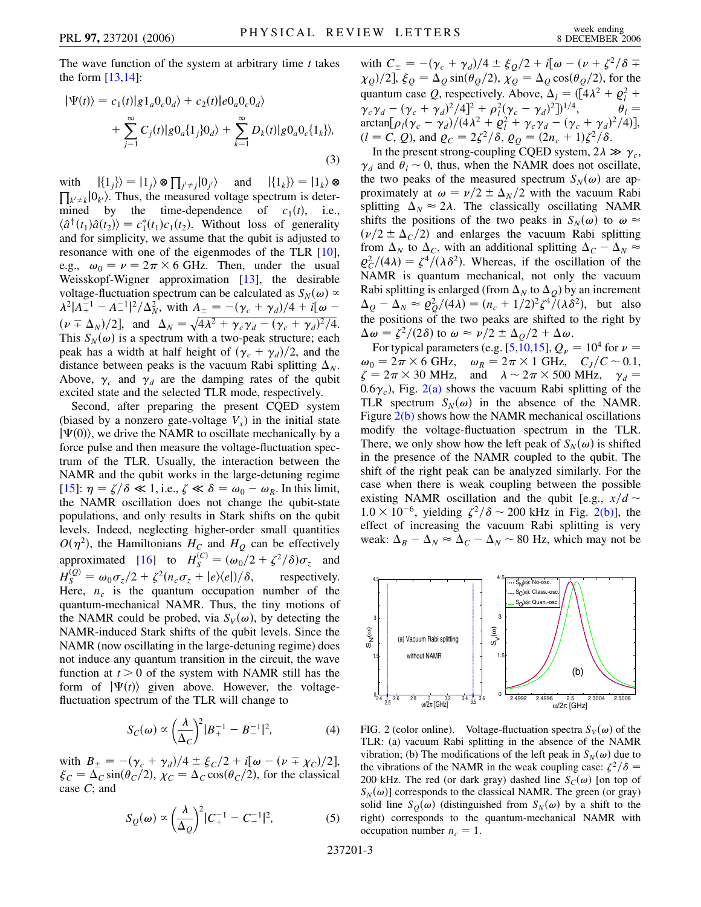The wave function of the system at arbitrary time $t$ takes the form [13,14]:

$$
\begin{aligned}
|\Psi(t)\rangle = c_1(t)|g1_a0_c0_d\rangle + c_2(t)|e0_a0_c0_d\rangle \\
+ \sum_{j=1}^{\infty} C_j(t)|g0_a\{1_j\}0_d\rangle + \sum_{k=1}^{\infty} D_k(t)|g0_a0_c\{1_k\}\rangle,
\end{aligned}
\tag{3}
$$

with $|\{1_j\}\rangle = |1_j\rangle \otimes \prod_{j'\neq j}|0_{j'}\rangle$ and $|\{1_k\}\rangle = |1_k\rangle \otimes \prod_{k'\neq k}|0_{k'}\rangle$. Thus, the measured voltage spectrum is determined by the time-dependence of $c_1(t)$, i.e., $\langle \hat{a}^\dagger(t_1)\hat{a}(t_2)\rangle = c_1^*(t_1)c_1(t_2)$. Without loss of generality and for simplicity, we assume that the qubit is adjusted to resonance with one of the eigenmodes of the TLR [10], e.g., $\omega_0 = \nu = 2\pi \times 6$ GHz. Then, under the usual Weisskopf-Wigner approximation [13], the desirable voltage-fluctuation spectrum can be calculated as $S_N(\omega) \propto \lambda^2|A_+^{-1} - A_-^{-1}|^2/\Delta_N^2$, with $A_\pm = -(\gamma_c + \gamma_d)/4 + i[\omega - (\nu \mp \Delta_N)/2]$, and $\Delta_N = \sqrt{4\lambda^2 + \gamma_c\gamma_d - (\gamma_c + \gamma_d)^2/4}$. This $S_N(\omega)$ is a spectrum with a two-peak structure; each peak has a width at half height of $(\gamma_c + \gamma_d)/2$, and the distance between peaks is the vacuum Rabi splitting $\Delta_N$. Above, $\gamma_c$ and $\gamma_d$ are the damping rates of the qubit excited state and the selected TLR mode, respectively.

Second, after preparing the present CQED system (biased by a nonzero gate-voltage $V_x$) in the initial state $|\Psi(0)\rangle$, we drive the NAMR to oscillate mechanically by a force pulse and then measure the voltage-fluctuation spectrum of the TLR. Usually, the interaction between the NAMR and the qubit works in the large-detuning regime [15]: $\eta = \zeta/\delta \ll 1$, i.e., $\zeta \ll \delta = \omega_0 - \omega_R$. In this limit, the NAMR oscillation does not change the qubit-state populations, and only results in Stark shifts on the qubit levels. Indeed, neglecting higher-order small quantities $O(\eta^2)$, the Hamiltonians $H_C$ and $H_Q$ can be effectively approximated [16] to $H_S^{(C)} = (\omega_0/2 + \zeta^2/\delta)\sigma_z$ and $H_S^{(Q)} = \omega_0\sigma_z/2 + \zeta^2(n_c\sigma_z + |e\rangle\langle e|)/\delta$, respectively. Here, $n_c$ is the quantum occupation number of the quantum-mechanical NAMR. Thus, the tiny motions of the NAMR could be probed, via $S_V(\omega)$, by detecting the NAMR-induced Stark shifts of the qubit levels. Since the NAMR (now oscillating in the large-detuning regime) does not induce any quantum transition in the circuit, the wave function at $t > 0$ of the system with NAMR still has the form of $|\Psi(t)\rangle$ given above. However, the voltage-fluctuation spectrum of the TLR will change to

$$
S_C(\omega) \propto \left(\frac{\lambda}{\Delta_C}\right)^2 |B_+^{-1} - B_-^{-1}|^2, \tag{4}
$$

with $B_\pm = -(\gamma_c + \gamma_d)/4 \pm \xi_C/2 + i[\omega - (\nu \mp \chi_C)/2]$, $\xi_C = \Delta_C \sin(\theta_C/2)$, $\chi_C = \Delta_C \cos(\theta_C/2)$, for the classical case $C$; and

$$
S_Q(\omega) \propto \left(\frac{\lambda}{\Delta_Q}\right)^2 |C_+^{-1} - C_-^{-1}|^2, \tag{5}
$$

with $C_\pm = -(\gamma_c + \gamma_d)/4 \pm \xi_Q/2 + i[\omega - (\nu + \zeta^2/\delta \mp \chi_Q)/2]$, $\xi_Q = \Delta_Q \sin(\theta_Q/2)$, $\chi_Q = \Delta_Q \cos(\theta_Q/2)$, for the quantum case $Q$, respectively. Above, $\Delta_l = ([4\lambda^2 + \varrho_l^2 + \gamma_c\gamma_d - (\gamma_c + \gamma_d)^2/4]^2 + \rho_l^2(\gamma_c - \gamma_d)^2])^{1/4}$, $\theta_l = \arctan[\rho_l(\gamma_c - \gamma_d)/(4\lambda^2 + \varrho_l^2 + \gamma_c\gamma_d - (\gamma_c + \gamma_d)^2/4)]$, $(l = C, Q)$, and $\varrho_C = 2\zeta^2/\delta$, $\varrho_Q = (2n_c + 1)\zeta^2/\delta$.

In the present strong-coupling CQED system, $2\lambda \gg \gamma_c$, $\gamma_d$ and $\theta_l \sim 0$, thus, when the NAMR does not oscillate, the two peaks of the measured spectrum $S_N(\omega)$ are approximately at $\omega = \nu/2 \pm \Delta_N/2$ with the vacuum Rabi splitting $\Delta_N \approx 2\lambda$. The classically oscillating NAMR shifts the positions of the two peaks in $S_N(\omega)$ to $\omega \approx (\nu/2 \pm \Delta_C/2)$ and enlarges the vacuum Rabi splitting from $\Delta_N$ to $\Delta_C$, with an additional splitting $\Delta_C - \Delta_N \approx \varrho_C^2/(4\lambda) = \zeta^4/(\lambda\delta^2)$. Whereas, if the oscillation of the NAMR is quantum mechanical, not only the vacuum Rabi splitting is enlarged (from $\Delta_N$ to $\Delta_Q$) by an increment $\Delta_Q - \Delta_N \approx \varrho_Q^2/(4\lambda) = (n_c + 1/2)^2\zeta^4/(\lambda\delta^2)$, but also the positions of the two peaks are shifted to the right by $\Delta\omega = \zeta^2/(2\delta)$ to $\omega \approx \nu/2 \pm \Delta_Q/2 + \Delta\omega$.

For typical parameters (e.g. [5,10,15]), $Q_\nu = 10^4$ for $\nu = \omega_0 = 2\pi \times 6$ GHz, $\omega_R = 2\pi \times 1$ GHz, $C_J/C \sim 0.1$, $\zeta = 2\pi \times 30$ MHz, and $\lambda \sim 2\pi \times 500$ MHz, $\gamma_d = 0.6\gamma_c$), Fig. 2(a) shows the vacuum Rabi splitting of the TLR spectrum $S_N(\omega)$ in the absence of the NAMR. Figure 2(b) shows how the NAMR mechanical oscillations modify the voltage-fluctuation spectrum in the TLR. There, we only show how the left peak of $S_N(\omega)$ is shifted in the presence of the NAMR coupled to the qubit. The shift of the right peak can be analyzed similarly. For the case when there is weak coupling between the possible existing NAMR oscillation and the qubit [e.g., $x/d \sim 1.0 \times 10^{-6}$, yielding $\zeta^2/\delta \sim 200$ kHz in Fig. 2(b)], the effect of increasing the vacuum Rabi splitting is very weak: $\Delta_B - \Delta_N \approx \Delta_C - \Delta_N \sim 80$ Hz, which may not be

FIG. 2 (color online). Voltage-fluctuation spectra $S_V(\omega)$ of the TLR: (a) vacuum Rabi splitting in the absence of the NAMR vibration; (b) The modifications of the left peak in $S_N(\omega)$ due to the vibrations of the NAMR in the weak coupling case: $\zeta^2/\delta = 200$ kHz. The red (or dark gray) dashed line $S_C(\omega)$ [on top of $S_N(\omega)$] corresponds to the classical NAMR. The green (or gray) solid line $S_Q(\omega)$ (distinguished from $S_N(\omega)$ by a shift to the right) corresponds to the quantum-mechanical NAMR with occupation number $n_c = 1$.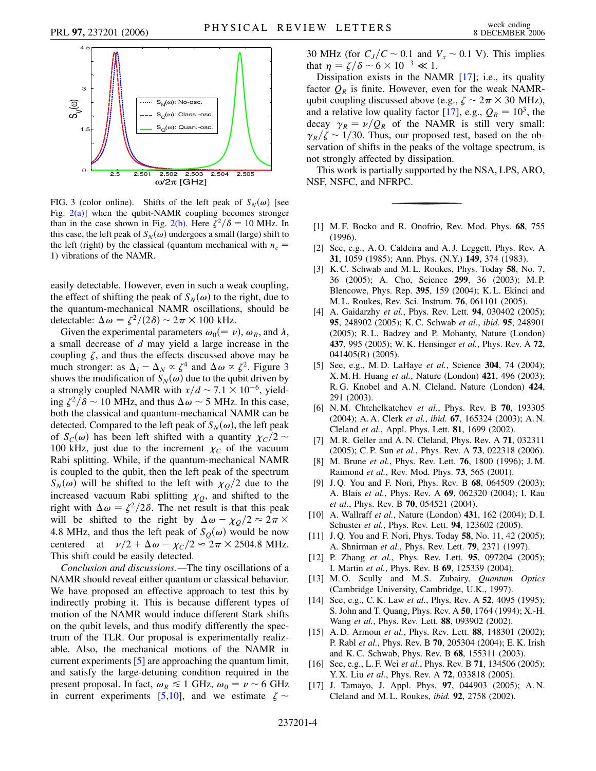4.5

3

1.5

0

$S_V(\omega)$

2.5 2.501 2.502 2.503 2.504 2.505

$\omega/2\pi$ [GHz]

$S_N(\omega)$: No-osc.

$S_C(\omega)$: Class.-osc.

$S_Q(\omega)$: Quan.-osc.

FIG. 3 (color online). Shifts of the left peak of $S_N(\omega)$ [see Fig. 2(a)] when the qubit-NAMR coupling becomes stronger than in the case shown in Fig. 2(b). Here $\zeta^2/\delta = 10$ MHz. In this case, the left peak of $S_N(\omega)$ undergoes a small (large) shift to the left (right) by the classical (quantum mechanical with $n_c = 1$) vibrations of the NAMR.

easily detectable. However, even in such a weak coupling, the effect of shifting the peak of $S_N(\omega)$ to the right, due to the quantum-mechanical NAMR oscillations, should be detectable: $\Delta\omega = \zeta^2/(2\delta) \sim 2\pi \times 100$ kHz.

Given the experimental parameters $\omega_0(= \nu)$, $\omega_R$, and $\lambda$, a small decrease of $d$ may yield a large increase in the coupling $\zeta$, and thus the effects discussed above may be much stronger: as $\Delta_l - \Delta_N \propto \zeta^4$ and $\Delta\omega \propto \zeta^2$. Figure 3 shows the modification of $S_N(\omega)$ due to the qubit driven by a strongly coupled NAMR with $x/d \sim 7.1 \times 10^{-6}$, yielding $\zeta^2/\delta \sim 10$ MHz, and thus $\Delta\omega \sim 5$ MHz. In this case, both the classical and quantum-mechanical NAMR can be detected. Compared to the left peak of $S_N(\omega)$, the left peak of $S_C(\omega)$ has been left shifted with a quantity $\chi_C/2 \sim 100$ kHz, just due to the increment $\chi_C$ of the vacuum Rabi splitting. While, if the quantum-mechanical NAMR is coupled to the qubit, then the left peak of the spectrum $S_N(\omega)$ will be shifted to the left with $\chi_Q/2$ due to the increased vacuum Rabi splitting $\chi_Q$, and shifted to the right with $\Delta\omega = \zeta^2/2\delta$. The net result is that this peak will be shifted to the right by $\Delta\omega - \chi_Q/2 \approx 2\pi \times 4.8$ MHz, and thus the left peak of $S_Q(\omega)$ would be now centered at $\nu/2 + \Delta\omega - \chi_C/2 \approx 2\pi \times 2504.8$ MHz. This shift could be easily detected.

*Conclusion and discussions.*—The tiny oscillations of a NAMR should reveal either quantum or classical behavior. We have proposed an effective approach to test this by indirectly probing it. This is because different types of motion of the NAMR would induce different Stark shifts on the qubit levels, and thus modify differently the spectrum of the TLR. Our proposal is experimentally realizable. Also, the mechanical motions of the NAMR in current experiments [5] are approaching the quantum limit, and satisfy the large-detuning condition required in the present proposal. In fact, $\omega_R \lesssim 1$ GHz, $\omega_0 = \nu \sim 6$ GHz in current experiments [5,10], and we estimate $\zeta \sim 30$ MHz (for $C_J/C \sim 0.1$ and $V_x \sim 0.1$ V). This implies that $\eta = \zeta/\delta \sim 6 \times 10^{-3} \ll 1$.

Dissipation exists in the NAMR [17]; i.e., its quality factor $Q_R$ is finite. However, even for the weak NAMR-qubit coupling discussed above (e.g., $\zeta \sim 2\pi \times 30$ MHz), and a relative low quality factor [17], e.g., $Q_R = 10^3$, the decay $\gamma_R = \nu/Q_R$ of the NAMR is still very small: $\gamma_R/\zeta \sim 1/30$. Thus, our proposed test, based on the observation of shifts in the peaks of the voltage spectrum, is not strongly affected by dissipation.

This work is partially supported by the NSA, LPS, ARO, NSF, NSFC, and NFRPC.

---

[1] M. F. Bocko and R. Onofrio, Rev. Mod. Phys. **68**, 755 (1996).

[2] See, e.g., A. O. Caldeira and A. J. Leggett, Phys. Rev. A **31**, 1059 (1985); Ann. Phys. (N.Y.) **149**, 374 (1983).

[3] K. C. Schwab and M. L. Roukes, Phys. Today **58**, No. 7, 36 (2005); A. Cho, Science **299**, 36 (2003); M. P. Blencowe, Phys. Rep. **395**, 159 (2004); K. L. Ekinci and M. L. Roukes, Rev. Sci. Instrum. **76**, 061101 (2005).

[4] A. Gaidarzhy *et al.*, Phys. Rev. Lett. **94**, 030402 (2005); **95**, 248902 (2005); K. C. Schwab *et al.*, *ibid.* **95**, 248901 (2005); R. L. Badzey and P. Mohanty, Nature (London) **437**, 995 (2005); W. K. Hensinger *et al.*, Phys. Rev. A **72**, 041405(R) (2005).

[5] See, e.g., M. D. LaHaye *et al.*, Science **304**, 74 (2004); X. M. H. Huang *et al.*, Nature (London) **421**, 496 (2003); R. G. Knobel and A. N. Cleland, Nature (London) **424**, 291 (2003).

[6] N. M. Chtchelkatchev *et al.*, Phys. Rev. B **70**, 193305 (2004); A. A. Clerk *et al.*, *ibid.* **67**, 165324 (2003); A. N. Cleland *et al.*, Appl. Phys. Lett. **81**, 1699 (2002).

[7] M. R. Geller and A. N. Cleland, Phys. Rev. A **71**, 032311 (2005); C. P. Sun *et al.*, Phys. Rev. A **73**, 022318 (2006).

[8] M. Brune *et al.*, Phys. Rev. Lett. **76**, 1800 (1996); J. M. Raimond *et al.*, Rev. Mod. Phys. **73**, 565 (2001).

[9] J. Q. You and F. Nori, Phys. Rev. B **68**, 064509 (2003); A. Blais *et al.*, Phys. Rev. A **69**, 062320 (2004); I. Rau *et al.*, Phys. Rev. B **70**, 054521 (2004).

[10] A. Wallraff *et al.*, Nature (London) **431**, 162 (2004); D. I. Schuster *et al.*, Phys. Rev. Lett. **94**, 123602 (2005).

[11] J. Q. You and F. Nori, Phys. Today **58**, No. 11, 42 (2005); A. Shnirman *et al.*, Phys. Rev. Lett. **79**, 2371 (1997).

[12] P. Zhang *et al.*, Phys. Rev. Lett. **95**, 097204 (2005); I. Martin *et al.*, Phys. Rev. B **69**, 125339 (2004).

[13] M. O. Scully and M. S. Zubairy, *Quantum Optics* (Cambridge University, Cambridge, U.K., 1997).

[14] See, e.g., C. K. Law *et al.*, Phys. Rev. A **52**, 4095 (1995); S. John and T. Quang, Phys. Rev. A **50**, 1764 (1994); X.-H. Wang *et al.*, Phys. Rev. Lett. **88**, 093902 (2002).

[15] A. D. Armour *et al.*, Phys. Rev. Lett. **88**, 148301 (2002); P. Rabl *et al.*, Phys. Rev. B **70**, 205304 (2004); E. K. Irish and K. C. Schwab, Phys. Rev. B **68**, 155311 (2003).

[16] See, e.g., L. F. Wei *et al.*, Phys. Rev. B **71**, 134506 (2005); Y. X. Liu *et al.*, Phys. Rev. A **72**, 033818 (2005).

[17] J. Tamayo, J. Appl. Phys. **97**, 044903 (2005); A. N. Cleland and M. L. Roukes, *ibid.* **92**, 2758 (2002).